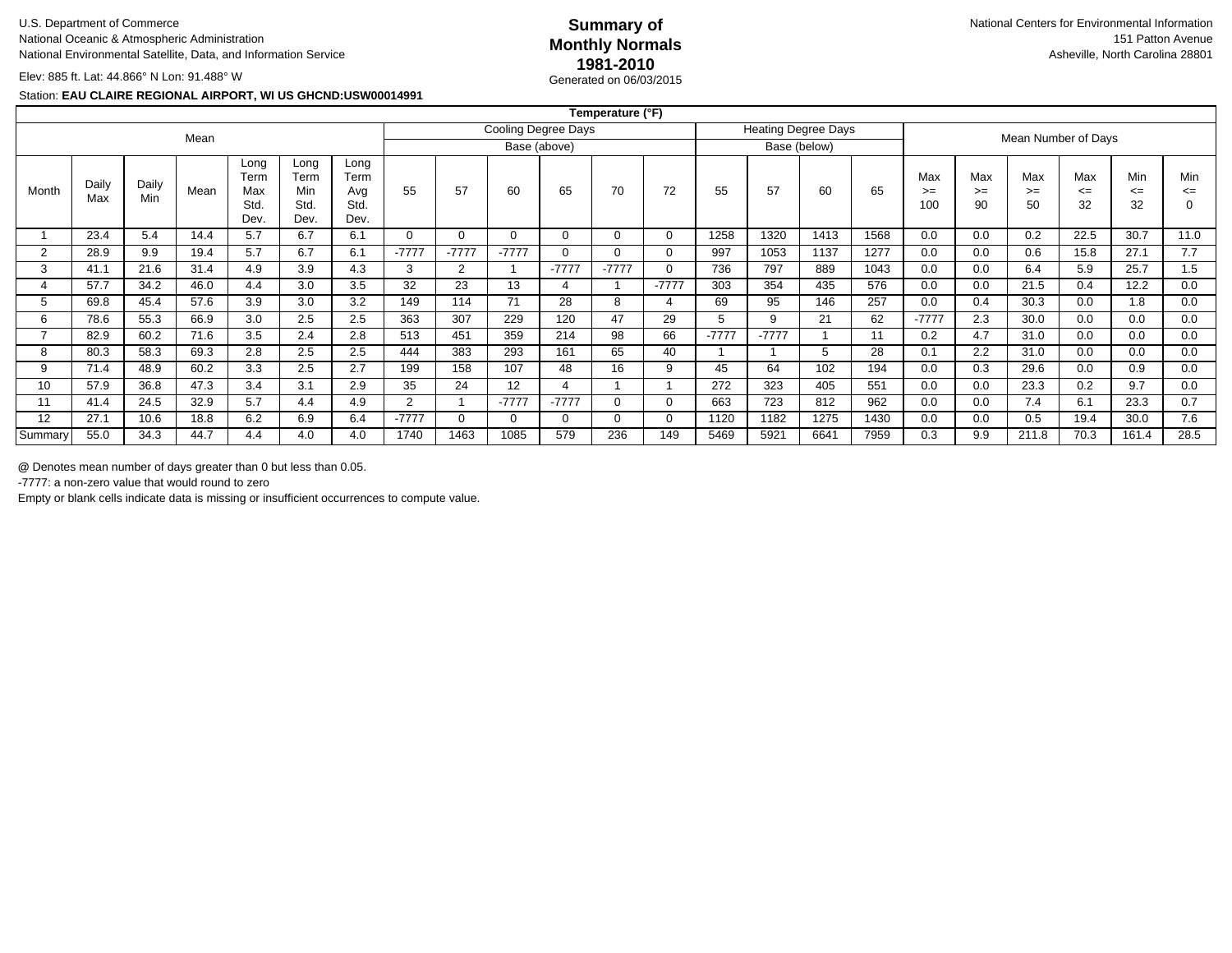U.S. Department of Commerce
National Oceanic & Atmospheric Administration
National Environmental Satellite, Data, and Information Service

**Summary of Monthly Normals 1981-2010**
Generated on 06/03/2015

National Centers for Environmental Information
151 Patton Avenue
Asheville, North Carolina 28801

Elev: 885 ft. Lat: 44.866° N Lon: 91.488° W

Station: **EAU CLAIRE REGIONAL AIRPORT, WI US GHCND:USW00014991**

| Temperature (°F) | | | | | | | | | | | | | | | | | | | | | | | | |
|---|---|---|---|---|---|---|---|---|---|---|---|---|---|---|---|---|---|---|---|---|---|---|---|---|
| Mean | | | | | | | Cooling Degree Days Base (above) | | | | | | Heating Degree Days Base (below) | | | | Mean Number of Days | | | | | |
| Month | Daily Max | Daily Min | Mean | Long Term Max Std. Dev. | Long Term Min Std. Dev. | Long Term Avg Std. Dev. | 55 | 57 | 60 | 65 | 70 | 72 | 55 | 57 | 60 | 65 | Max >= 100 | Max >= 90 | Max >= 50 | Max <= 32 | Min <= 32 | Min <= 0 |
| 1 | 23.4 | 5.4 | 14.4 | 5.7 | 6.7 | 6.1 | 0 | 0 | 0 | 0 | 0 | 0 | 1258 | 1320 | 1413 | 1568 | 0.0 | 0.0 | 0.2 | 22.5 | 30.7 | 11.0 |
| 2 | 28.9 | 9.9 | 19.4 | 5.7 | 6.7 | 6.1 | -7777 | -7777 | -7777 | 0 | 0 | 0 | 997 | 1053 | 1137 | 1277 | 0.0 | 0.0 | 0.6 | 15.8 | 27.1 | 7.7 |
| 3 | 41.1 | 21.6 | 31.4 | 4.9 | 3.9 | 4.3 | 3 | 2 | 1 | -7777 | -7777 | 0 | 736 | 797 | 889 | 1043 | 0.0 | 0.0 | 6.4 | 5.9 | 25.7 | 1.5 |
| 4 | 57.7 | 34.2 | 46.0 | 4.4 | 3.0 | 3.5 | 32 | 23 | 13 | 4 | 1 | -7777 | 303 | 354 | 435 | 576 | 0.0 | 0.0 | 21.5 | 0.4 | 12.2 | 0.0 |
| 5 | 69.8 | 45.4 | 57.6 | 3.9 | 3.0 | 3.2 | 149 | 114 | 71 | 28 | 8 | 4 | 69 | 95 | 146 | 257 | 0.0 | 0.4 | 30.3 | 0.0 | 1.8 | 0.0 |
| 6 | 78.6 | 55.3 | 66.9 | 3.0 | 2.5 | 2.5 | 363 | 307 | 229 | 120 | 47 | 29 | 5 | 9 | 21 | 62 | -7777 | 2.3 | 30.0 | 0.0 | 0.0 | 0.0 |
| 7 | 82.9 | 60.2 | 71.6 | 3.5 | 2.4 | 2.8 | 513 | 451 | 359 | 214 | 98 | 66 | -7777 | -7777 | 1 | 11 | 0.2 | 4.7 | 31.0 | 0.0 | 0.0 | 0.0 |
| 8 | 80.3 | 58.3 | 69.3 | 2.8 | 2.5 | 2.5 | 444 | 383 | 293 | 161 | 65 | 40 | 1 | 1 | 5 | 28 | 0.1 | 2.2 | 31.0 | 0.0 | 0.0 | 0.0 |
| 9 | 71.4 | 48.9 | 60.2 | 3.3 | 2.5 | 2.7 | 199 | 158 | 107 | 48 | 16 | 9 | 45 | 64 | 102 | 194 | 0.0 | 0.3 | 29.6 | 0.0 | 0.9 | 0.0 |
| 10 | 57.9 | 36.8 | 47.3 | 3.4 | 3.1 | 2.9 | 35 | 24 | 12 | 4 | 1 | 1 | 272 | 323 | 405 | 551 | 0.0 | 0.0 | 23.3 | 0.2 | 9.7 | 0.0 |
| 11 | 41.4 | 24.5 | 32.9 | 5.7 | 4.4 | 4.9 | 2 | 1 | -7777 | -7777 | 0 | 0 | 663 | 723 | 812 | 962 | 0.0 | 0.0 | 7.4 | 6.1 | 23.3 | 0.7 |
| 12 | 27.1 | 10.6 | 18.8 | 6.2 | 6.9 | 6.4 | -7777 | 0 | 0 | 0 | 0 | 0 | 1120 | 1182 | 1275 | 1430 | 0.0 | 0.0 | 0.5 | 19.4 | 30.0 | 7.6 |
| Summary | 55.0 | 34.3 | 44.7 | 4.4 | 4.0 | 4.0 | 1740 | 1463 | 1085 | 579 | 236 | 149 | 5469 | 5921 | 6641 | 7959 | 0.3 | 9.9 | 211.8 | 70.3 | 161.4 | 28.5 |

@ Denotes mean number of days greater than 0 but less than 0.05.

-7777: a non-zero value that would round to zero

Empty or blank cells indicate data is missing or insufficient occurrences to compute value.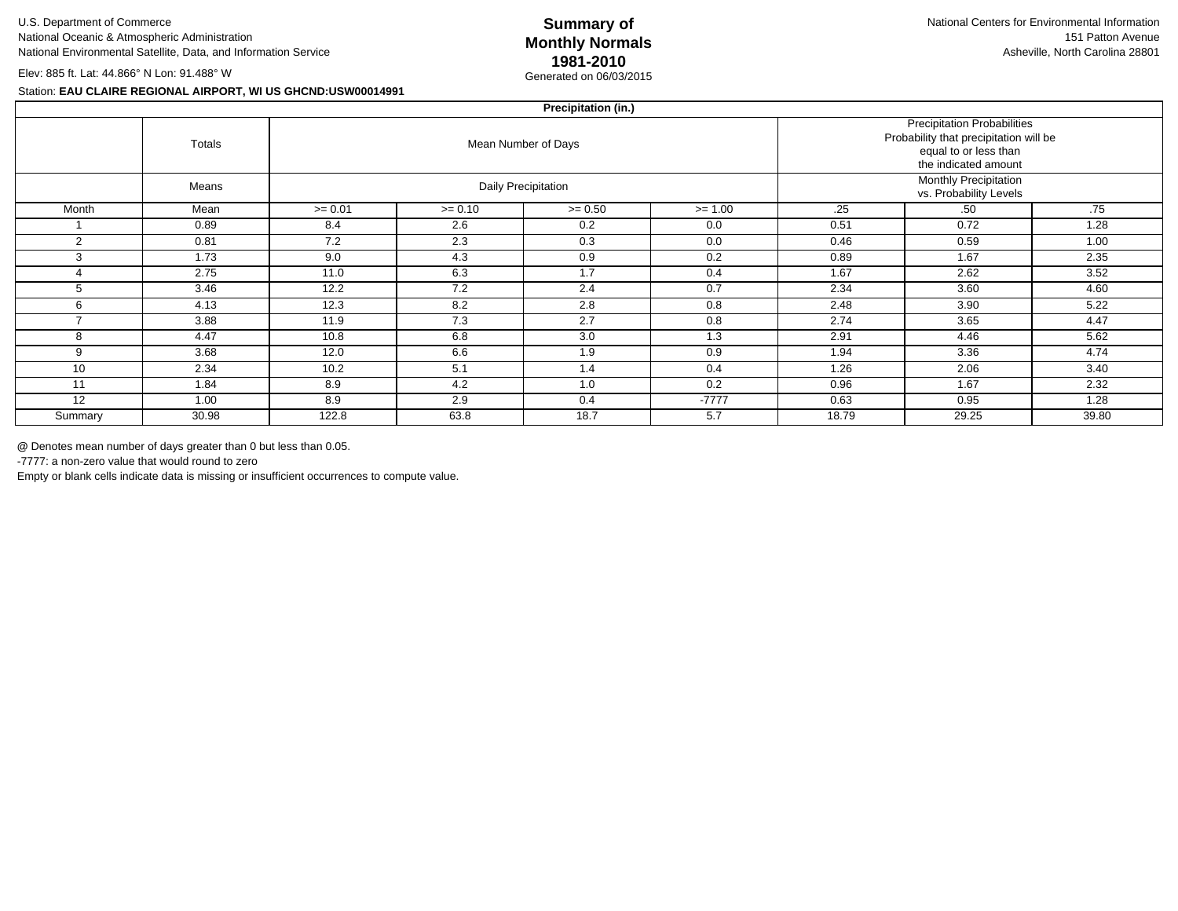U.S. Department of Commerce
National Oceanic & Atmospheric Administration
National Environmental Satellite, Data, and Information Service

Elev: 885 ft. Lat: 44.866° N Lon: 91.488° W

Station: **EAU CLAIRE REGIONAL AIRPORT, WI US GHCND:USW00014991**

# Summary of Monthly Normals 1981-2010

Generated on 06/03/2015

National Centers for Environmental Information
151 Patton Avenue
Asheville, North Carolina 28801

| Precipitation (in.) | | | | | | | | |
|---|---|---|---|---|---|---|---|---|
| | Totals | Mean Number of Days | | | | Precipitation Probabilities Probability that precipitation will be equal to or less than the indicated amount | | |
| | Means | Daily Precipitation | | | | Monthly Precipitation vs. Probability Levels | | |
| Month | Mean | >= 0.01 | >= 0.10 | >= 0.50 | >= 1.00 | .25 | .50 | .75 |
| 1 | 0.89 | 8.4 | 2.6 | 0.2 | 0.0 | 0.51 | 0.72 | 1.28 |
| 2 | 0.81 | 7.2 | 2.3 | 0.3 | 0.0 | 0.46 | 0.59 | 1.00 |
| 3 | 1.73 | 9.0 | 4.3 | 0.9 | 0.2 | 0.89 | 1.67 | 2.35 |
| 4 | 2.75 | 11.0 | 6.3 | 1.7 | 0.4 | 1.67 | 2.62 | 3.52 |
| 5 | 3.46 | 12.2 | 7.2 | 2.4 | 0.7 | 2.34 | 3.60 | 4.60 |
| 6 | 4.13 | 12.3 | 8.2 | 2.8 | 0.8 | 2.48 | 3.90 | 5.22 |
| 7 | 3.88 | 11.9 | 7.3 | 2.7 | 0.8 | 2.74 | 3.65 | 4.47 |
| 8 | 4.47 | 10.8 | 6.8 | 3.0 | 1.3 | 2.91 | 4.46 | 5.62 |
| 9 | 3.68 | 12.0 | 6.6 | 1.9 | 0.9 | 1.94 | 3.36 | 4.74 |
| 10 | 2.34 | 10.2 | 5.1 | 1.4 | 0.4 | 1.26 | 2.06 | 3.40 |
| 11 | 1.84 | 8.9 | 4.2 | 1.0 | 0.2 | 0.96 | 1.67 | 2.32 |
| 12 | 1.00 | 8.9 | 2.9 | 0.4 | -7777 | 0.63 | 0.95 | 1.28 |
| Summary | 30.98 | 122.8 | 63.8 | 18.7 | 5.7 | 18.79 | 29.25 | 39.80 |

@ Denotes mean number of days greater than 0 but less than 0.05.
-7777: a non-zero value that would round to zero
Empty or blank cells indicate data is missing or insufficient occurrences to compute value.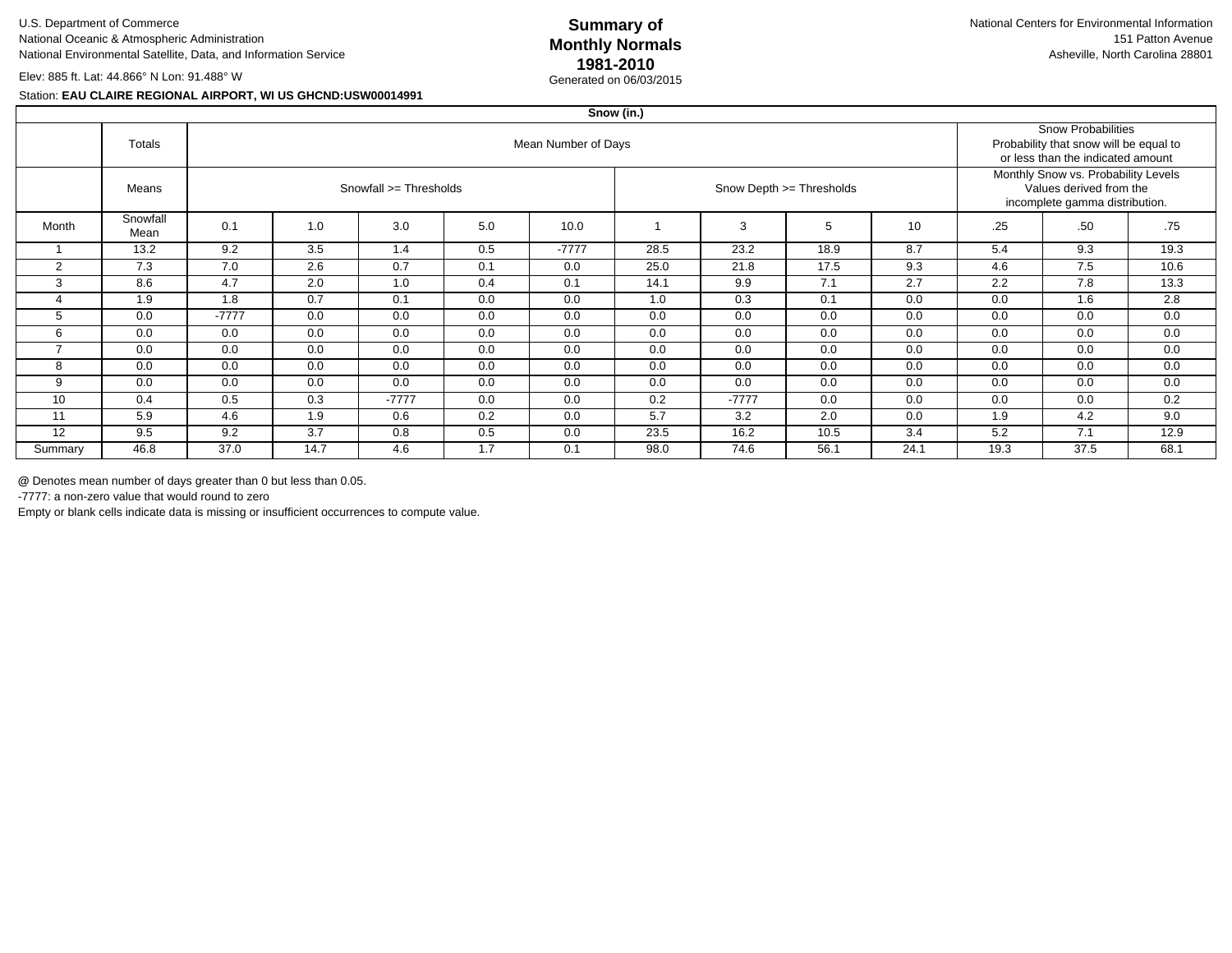U.S. Department of Commerce
National Oceanic & Atmospheric Administration
National Environmental Satellite, Data, and Information Service

# Summary of Monthly Normals 1981-2010

Generated on 06/03/2015

National Centers for Environmental Information
151 Patton Avenue
Asheville, North Carolina 28801

Elev: 885 ft. Lat: 44.866° N Lon: 91.488° W

Station: **EAU CLAIRE REGIONAL AIRPORT, WI US GHCND:USW00014991**

| Snow (in.) | | | | | | | | | | | | | |
|---|---|---|---|---|---|---|---|---|---|---|---|---|---|
| | Totals | Mean Number of Days | | | | | | | | | Snow Probabilities Probability that snow will be equal to or less than the indicated amount | | |
| | Means | Snowfall >= Thresholds | | | | | Snow Depth >= Thresholds | | | | Monthly Snow vs. Probability Levels Values derived from the incomplete gamma distribution. | | |
| Month | Snowfall Mean | 0.1 | 1.0 | 3.0 | 5.0 | 10.0 | 1 | 3 | 5 | 10 | .25 | .50 | .75 |
| 1 | 13.2 | 9.2 | 3.5 | 1.4 | 0.5 | -7777 | 28.5 | 23.2 | 18.9 | 8.7 | 5.4 | 9.3 | 19.3 |
| 2 | 7.3 | 7.0 | 2.6 | 0.7 | 0.1 | 0.0 | 25.0 | 21.8 | 17.5 | 9.3 | 4.6 | 7.5 | 10.6 |
| 3 | 8.6 | 4.7 | 2.0 | 1.0 | 0.4 | 0.1 | 14.1 | 9.9 | 7.1 | 2.7 | 2.2 | 7.8 | 13.3 |
| 4 | 1.9 | 1.8 | 0.7 | 0.1 | 0.0 | 0.0 | 1.0 | 0.3 | 0.1 | 0.0 | 0.0 | 1.6 | 2.8 |
| 5 | 0.0 | -7777 | 0.0 | 0.0 | 0.0 | 0.0 | 0.0 | 0.0 | 0.0 | 0.0 | 0.0 | 0.0 | 0.0 |
| 6 | 0.0 | 0.0 | 0.0 | 0.0 | 0.0 | 0.0 | 0.0 | 0.0 | 0.0 | 0.0 | 0.0 | 0.0 | 0.0 |
| 7 | 0.0 | 0.0 | 0.0 | 0.0 | 0.0 | 0.0 | 0.0 | 0.0 | 0.0 | 0.0 | 0.0 | 0.0 | 0.0 |
| 8 | 0.0 | 0.0 | 0.0 | 0.0 | 0.0 | 0.0 | 0.0 | 0.0 | 0.0 | 0.0 | 0.0 | 0.0 | 0.0 |
| 9 | 0.0 | 0.0 | 0.0 | 0.0 | 0.0 | 0.0 | 0.0 | 0.0 | 0.0 | 0.0 | 0.0 | 0.0 | 0.0 |
| 10 | 0.4 | 0.5 | 0.3 | -7777 | 0.0 | 0.0 | 0.2 | -7777 | 0.0 | 0.0 | 0.0 | 0.0 | 0.2 |
| 11 | 5.9 | 4.6 | 1.9 | 0.6 | 0.2 | 0.0 | 5.7 | 3.2 | 2.0 | 0.0 | 1.9 | 4.2 | 9.0 |
| 12 | 9.5 | 9.2 | 3.7 | 0.8 | 0.5 | 0.0 | 23.5 | 16.2 | 10.5 | 3.4 | 5.2 | 7.1 | 12.9 |
| Summary | 46.8 | 37.0 | 14.7 | 4.6 | 1.7 | 0.1 | 98.0 | 74.6 | 56.1 | 24.1 | 19.3 | 37.5 | 68.1 |

@ Denotes mean number of days greater than 0 but less than 0.05.
-7777: a non-zero value that would round to zero
Empty or blank cells indicate data is missing or insufficient occurrences to compute value.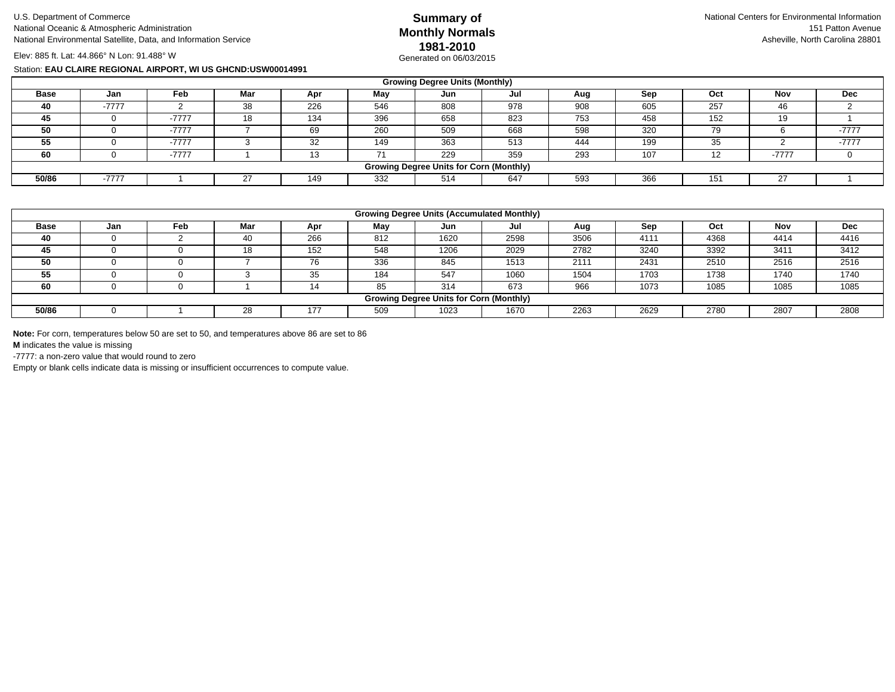U.S. Department of Commerce
National Oceanic & Atmospheric Administration
National Environmental Satellite, Data, and Information Service

Elev: 885 ft. Lat: 44.866° N Lon: 91.488° W

Station: **EAU CLAIRE REGIONAL AIRPORT, WI US GHCND:USW00014991**

# Summary of Monthly Normals 1981-2010

Generated on 06/03/2015

National Centers for Environmental Information
151 Patton Avenue
Asheville, North Carolina 28801

| Growing Degree Units (Monthly) | | | | | | | | | | | | |
|---|---|---|---|---|---|---|---|---|---|---|---|---|
| **Base** | **Jan** | **Feb** | **Mar** | **Apr** | **May** | **Jun** | **Jul** | **Aug** | **Sep** | **Oct** | **Nov** | **Dec** |
| **40** | -7777 | 2 | 38 | 226 | 546 | 808 | 978 | 908 | 605 | 257 | 46 | 2 |
| **45** | 0 | -7777 | 18 | 134 | 396 | 658 | 823 | 753 | 458 | 152 | 19 | 1 |
| **50** | 0 | -7777 | 7 | 69 | 260 | 509 | 668 | 598 | 320 | 79 | 6 | -7777 |
| **55** | 0 | -7777 | 3 | 32 | 149 | 363 | 513 | 444 | 199 | 35 | 2 | -7777 |
| **60** | 0 | -7777 | 1 | 13 | 71 | 229 | 359 | 293 | 107 | 12 | -7777 | 0 |
| **Growing Degree Units for Corn (Monthly)** | | | | | | | | | | | | |
| **50/86** | -7777 | 1 | 27 | 149 | 332 | 514 | 647 | 593 | 366 | 151 | 27 | 1 |

| Growing Degree Units (Accumulated Monthly) | | | | | | | | | | | | |
|---|---|---|---|---|---|---|---|---|---|---|---|---|
| **Base** | **Jan** | **Feb** | **Mar** | **Apr** | **May** | **Jun** | **Jul** | **Aug** | **Sep** | **Oct** | **Nov** | **Dec** |
| **40** | 0 | 2 | 40 | 266 | 812 | 1620 | 2598 | 3506 | 4111 | 4368 | 4414 | 4416 |
| **45** | 0 | 0 | 18 | 152 | 548 | 1206 | 2029 | 2782 | 3240 | 3392 | 3411 | 3412 |
| **50** | 0 | 0 | 7 | 76 | 336 | 845 | 1513 | 2111 | 2431 | 2510 | 2516 | 2516 |
| **55** | 0 | 0 | 3 | 35 | 184 | 547 | 1060 | 1504 | 1703 | 1738 | 1740 | 1740 |
| **60** | 0 | 0 | 1 | 14 | 85 | 314 | 673 | 966 | 1073 | 1085 | 1085 | 1085 |
| **Growing Degree Units for Corn (Monthly)** | | | | | | | | | | | | |
| **50/86** | 0 | 1 | 28 | 177 | 509 | 1023 | 1670 | 2263 | 2629 | 2780 | 2807 | 2808 |

**Note:** For corn, temperatures below 50 are set to 50, and temperatures above 86 are set to 86

**M** indicates the value is missing

-7777: a non-zero value that would round to zero

Empty or blank cells indicate data is missing or insufficient occurrences to compute value.